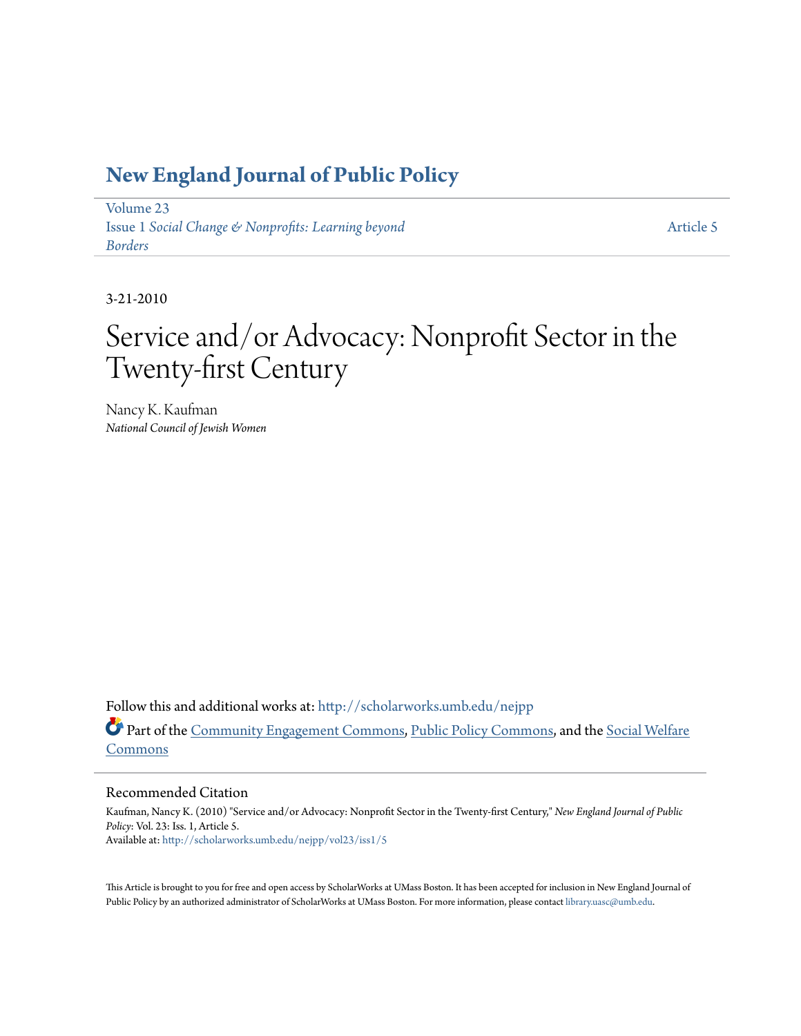# New England Journal of Public Policy

Volume 23
Issue 1 *Social Change & Nonprofits: Learning beyond Borders*

Article 5

3-21-2010

# Service and/or Advocacy: Nonprofit Sector in the Twenty-first Century

Nancy K. Kaufman
*National Council of Jewish Women*

Follow this and additional works at: http://scholarworks.umb.edu/nejpp

Part of the Community Engagement Commons, Public Policy Commons, and the Social Welfare Commons

## Recommended Citation

Kaufman, Nancy K. (2010) "Service and/or Advocacy: Nonprofit Sector in the Twenty-first Century," *New England Journal of Public Policy*: Vol. 23: Iss. 1, Article 5.
Available at: http://scholarworks.umb.edu/nejpp/vol23/iss1/5

This Article is brought to you for free and open access by ScholarWorks at UMass Boston. It has been accepted for inclusion in New England Journal of Public Policy by an authorized administrator of ScholarWorks at UMass Boston. For more information, please contact library.uasc@umb.edu.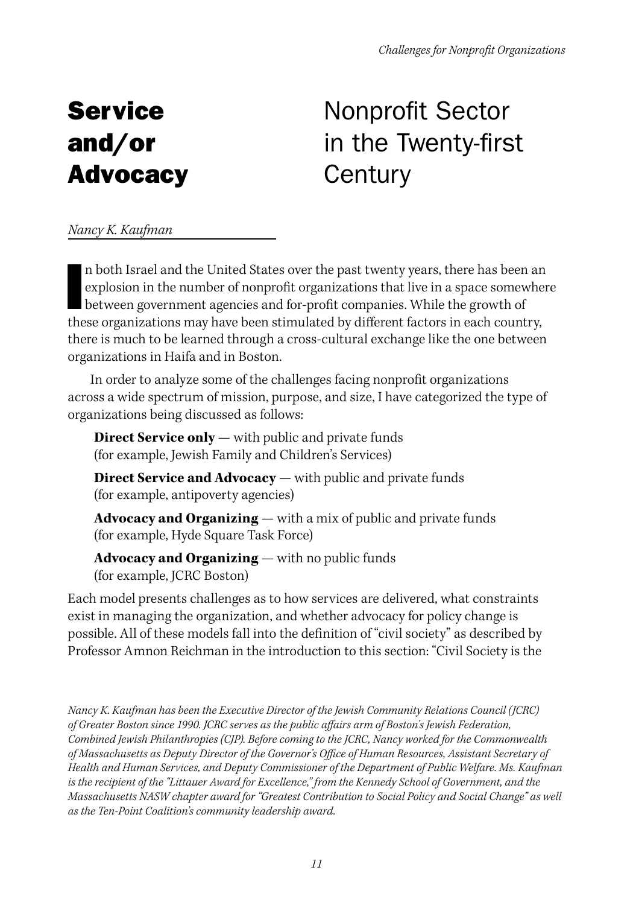# Service and/or Advocacy

# Nonprofit Sector in the Twenty-first Century

*Nancy K. Kaufman*

In both Israel and the United States over the past twenty years, there has been an explosion in the number of nonprofit organizations that live in a space somewhere between government agencies and for-profit companies. While the growth of these organizations may have been stimulated by different factors in each country, there is much to be learned through a cross-cultural exchange like the one between organizations in Haifa and in Boston.

In order to analyze some of the challenges facing nonprofit organizations across a wide spectrum of mission, purpose, and size, I have categorized the type of organizations being discussed as follows:

**Direct Service only** — with public and private funds
(for example, Jewish Family and Children's Services)

**Direct Service and Advocacy** — with public and private funds
(for example, antipoverty agencies)

**Advocacy and Organizing** — with a mix of public and private funds
(for example, Hyde Square Task Force)

**Advocacy and Organizing** — with no public funds
(for example, JCRC Boston)

Each model presents challenges as to how services are delivered, what constraints exist in managing the organization, and whether advocacy for policy change is possible. All of these models fall into the definition of "civil society" as described by Professor Amnon Reichman in the introduction to this section: "Civil Society is the

*Nancy K. Kaufman has been the Executive Director of the Jewish Community Relations Council (JCRC) of Greater Boston since 1990. JCRC serves as the public affairs arm of Boston's Jewish Federation, Combined Jewish Philanthropies (CJP). Before coming to the JCRC, Nancy worked for the Commonwealth of Massachusetts as Deputy Director of the Governor's Office of Human Resources, Assistant Secretary of Health and Human Services, and Deputy Commissioner of the Department of Public Welfare. Ms. Kaufman is the recipient of the "Littauer Award for Excellence," from the Kennedy School of Government, and the Massachusetts NASW chapter award for "Greatest Contribution to Social Policy and Social Change" as well as the Ten-Point Coalition's community leadership award.*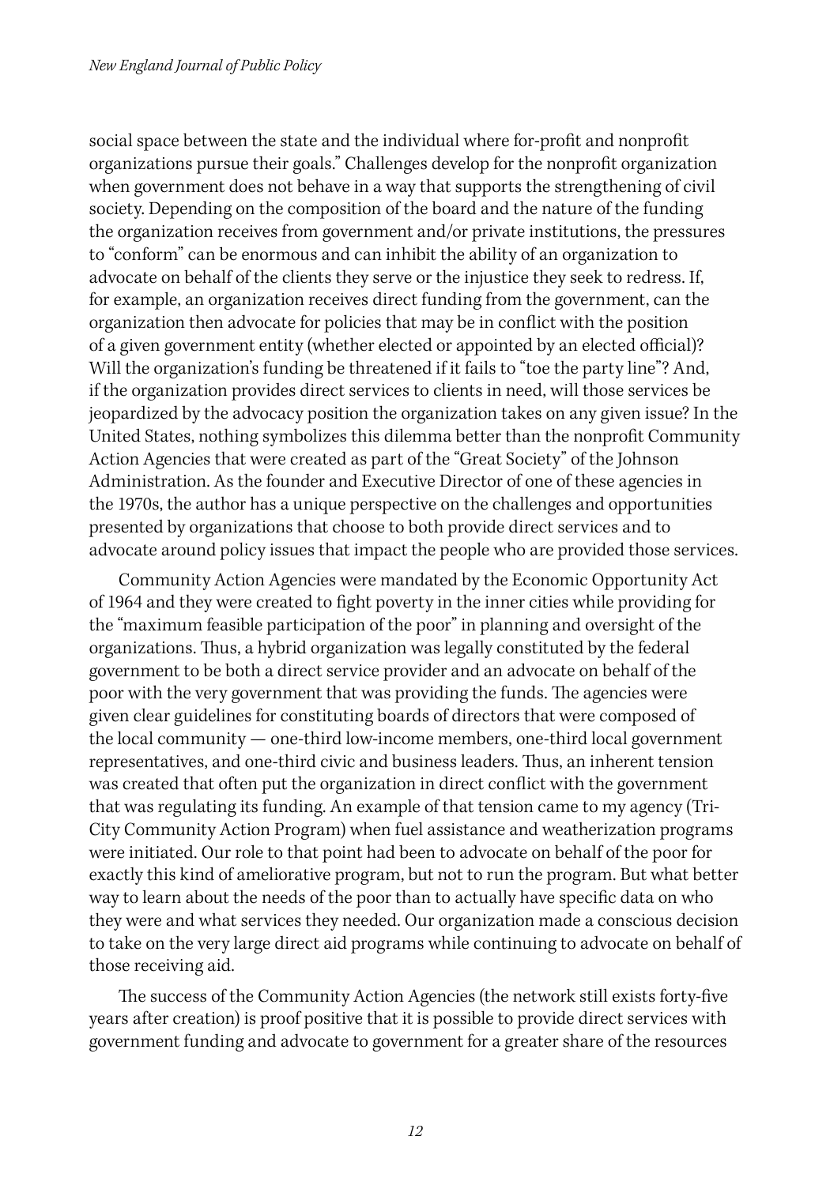social space between the state and the individual where for-profit and nonprofit organizations pursue their goals." Challenges develop for the nonprofit organization when government does not behave in a way that supports the strengthening of civil society. Depending on the composition of the board and the nature of the funding the organization receives from government and/or private institutions, the pressures to "conform" can be enormous and can inhibit the ability of an organization to advocate on behalf of the clients they serve or the injustice they seek to redress. If, for example, an organization receives direct funding from the government, can the organization then advocate for policies that may be in conflict with the position of a given government entity (whether elected or appointed by an elected official)? Will the organization's funding be threatened if it fails to "toe the party line"? And, if the organization provides direct services to clients in need, will those services be jeopardized by the advocacy position the organization takes on any given issue? In the United States, nothing symbolizes this dilemma better than the nonprofit Community Action Agencies that were created as part of the "Great Society" of the Johnson Administration. As the founder and Executive Director of one of these agencies in the 1970s, the author has a unique perspective on the challenges and opportunities presented by organizations that choose to both provide direct services and to advocate around policy issues that impact the people who are provided those services.

Community Action Agencies were mandated by the Economic Opportunity Act of 1964 and they were created to fight poverty in the inner cities while providing for the "maximum feasible participation of the poor" in planning and oversight of the organizations. Thus, a hybrid organization was legally constituted by the federal government to be both a direct service provider and an advocate on behalf of the poor with the very government that was providing the funds. The agencies were given clear guidelines for constituting boards of directors that were composed of the local community — one-third low-income members, one-third local government representatives, and one-third civic and business leaders. Thus, an inherent tension was created that often put the organization in direct conflict with the government that was regulating its funding. An example of that tension came to my agency (Tri-City Community Action Program) when fuel assistance and weatherization programs were initiated. Our role to that point had been to advocate on behalf of the poor for exactly this kind of ameliorative program, but not to run the program. But what better way to learn about the needs of the poor than to actually have specific data on who they were and what services they needed. Our organization made a conscious decision to take on the very large direct aid programs while continuing to advocate on behalf of those receiving aid.

The success of the Community Action Agencies (the network still exists forty-five years after creation) is proof positive that it is possible to provide direct services with government funding and advocate to government for a greater share of the resources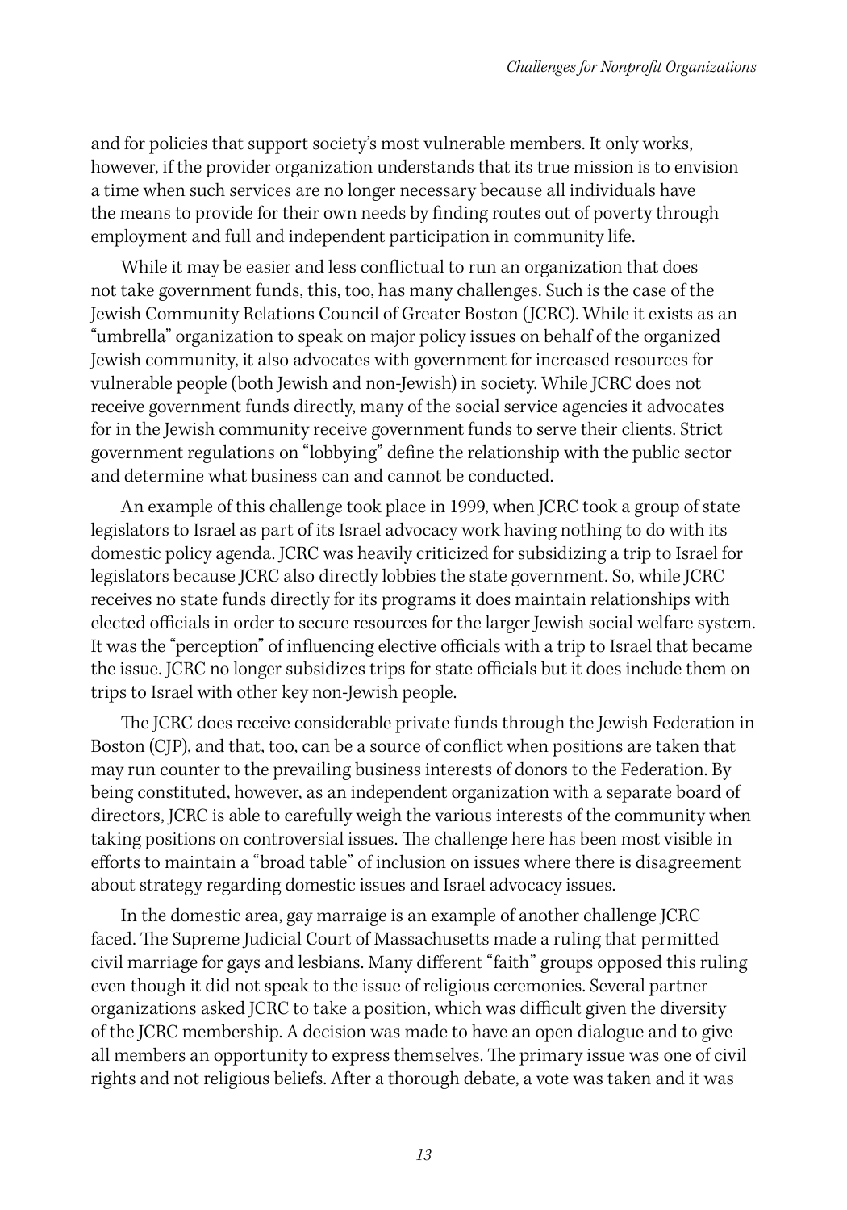and for policies that support society's most vulnerable members. It only works, however, if the provider organization understands that its true mission is to envision a time when such services are no longer necessary because all individuals have the means to provide for their own needs by finding routes out of poverty through employment and full and independent participation in community life.

While it may be easier and less conflictual to run an organization that does not take government funds, this, too, has many challenges. Such is the case of the Jewish Community Relations Council of Greater Boston (JCRC). While it exists as an "umbrella" organization to speak on major policy issues on behalf of the organized Jewish community, it also advocates with government for increased resources for vulnerable people (both Jewish and non-Jewish) in society. While JCRC does not receive government funds directly, many of the social service agencies it advocates for in the Jewish community receive government funds to serve their clients. Strict government regulations on "lobbying" define the relationship with the public sector and determine what business can and cannot be conducted.

An example of this challenge took place in 1999, when JCRC took a group of state legislators to Israel as part of its Israel advocacy work having nothing to do with its domestic policy agenda. JCRC was heavily criticized for subsidizing a trip to Israel for legislators because JCRC also directly lobbies the state government. So, while JCRC receives no state funds directly for its programs it does maintain relationships with elected officials in order to secure resources for the larger Jewish social welfare system. It was the "perception" of influencing elective officials with a trip to Israel that became the issue. JCRC no longer subsidizes trips for state officials but it does include them on trips to Israel with other key non-Jewish people.

The JCRC does receive considerable private funds through the Jewish Federation in Boston (CJP), and that, too, can be a source of conflict when positions are taken that may run counter to the prevailing business interests of donors to the Federation. By being constituted, however, as an independent organization with a separate board of directors, JCRC is able to carefully weigh the various interests of the community when taking positions on controversial issues. The challenge here has been most visible in efforts to maintain a "broad table" of inclusion on issues where there is disagreement about strategy regarding domestic issues and Israel advocacy issues.

In the domestic area, gay marraige is an example of another challenge JCRC faced. The Supreme Judicial Court of Massachusetts made a ruling that permitted civil marriage for gays and lesbians. Many different "faith" groups opposed this ruling even though it did not speak to the issue of religious ceremonies. Several partner organizations asked JCRC to take a position, which was difficult given the diversity of the JCRC membership. A decision was made to have an open dialogue and to give all members an opportunity to express themselves. The primary issue was one of civil rights and not religious beliefs. After a thorough debate, a vote was taken and it was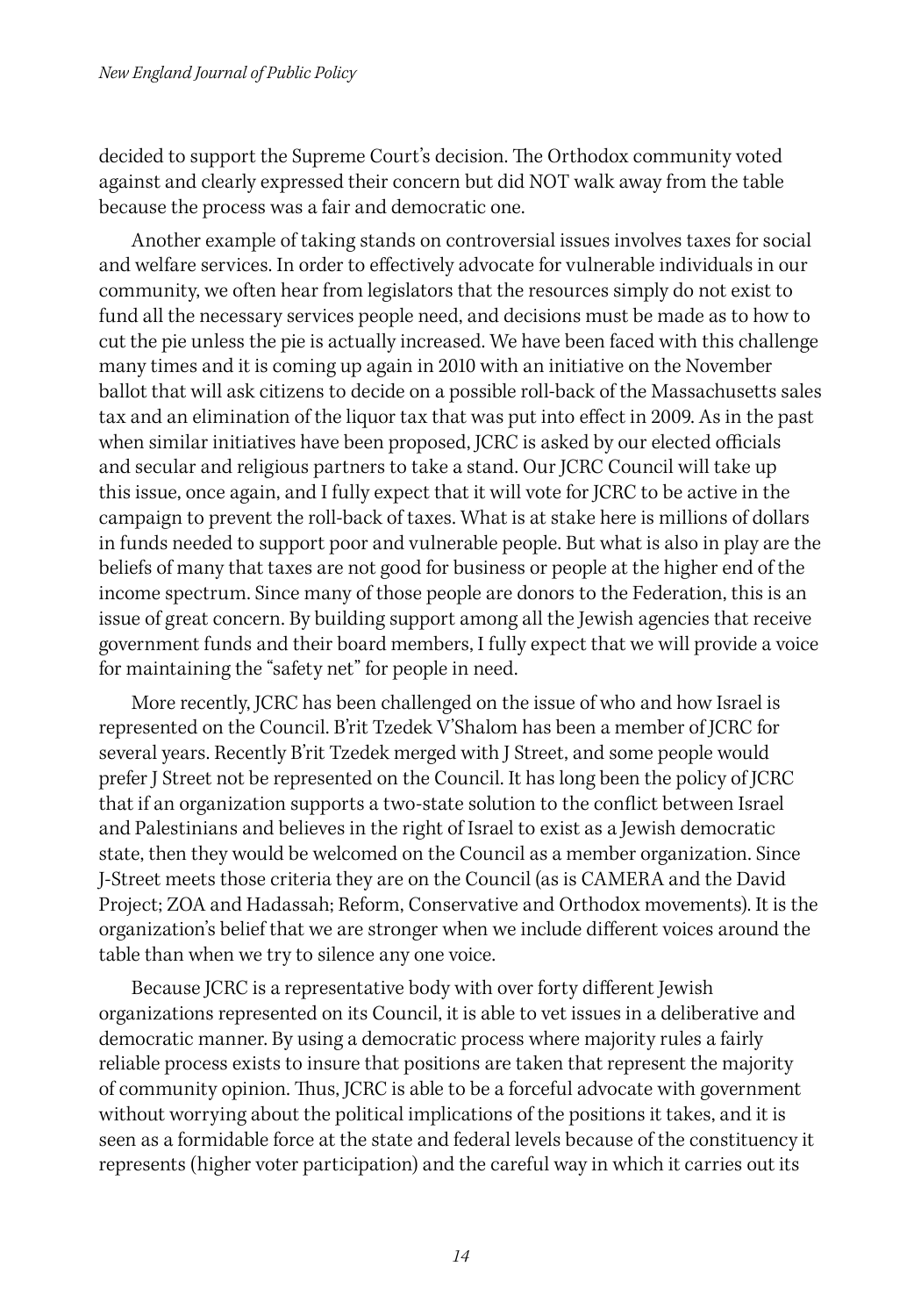decided to support the Supreme Court's decision. The Orthodox community voted against and clearly expressed their concern but did NOT walk away from the table because the process was a fair and democratic one.

Another example of taking stands on controversial issues involves taxes for social and welfare services. In order to effectively advocate for vulnerable individuals in our community, we often hear from legislators that the resources simply do not exist to fund all the necessary services people need, and decisions must be made as to how to cut the pie unless the pie is actually increased. We have been faced with this challenge many times and it is coming up again in 2010 with an initiative on the November ballot that will ask citizens to decide on a possible roll-back of the Massachusetts sales tax and an elimination of the liquor tax that was put into effect in 2009. As in the past when similar initiatives have been proposed, JCRC is asked by our elected officials and secular and religious partners to take a stand. Our JCRC Council will take up this issue, once again, and I fully expect that it will vote for JCRC to be active in the campaign to prevent the roll-back of taxes. What is at stake here is millions of dollars in funds needed to support poor and vulnerable people. But what is also in play are the beliefs of many that taxes are not good for business or people at the higher end of the income spectrum. Since many of those people are donors to the Federation, this is an issue of great concern. By building support among all the Jewish agencies that receive government funds and their board members, I fully expect that we will provide a voice for maintaining the "safety net" for people in need.

More recently, JCRC has been challenged on the issue of who and how Israel is represented on the Council. B'rit Tzedek V'Shalom has been a member of JCRC for several years. Recently B'rit Tzedek merged with J Street, and some people would prefer J Street not be represented on the Council. It has long been the policy of JCRC that if an organization supports a two-state solution to the conflict between Israel and Palestinians and believes in the right of Israel to exist as a Jewish democratic state, then they would be welcomed on the Council as a member organization. Since J-Street meets those criteria they are on the Council (as is CAMERA and the David Project; ZOA and Hadassah; Reform, Conservative and Orthodox movements). It is the organization's belief that we are stronger when we include different voices around the table than when we try to silence any one voice.

Because JCRC is a representative body with over forty different Jewish organizations represented on its Council, it is able to vet issues in a deliberative and democratic manner. By using a democratic process where majority rules a fairly reliable process exists to insure that positions are taken that represent the majority of community opinion. Thus, JCRC is able to be a forceful advocate with government without worrying about the political implications of the positions it takes, and it is seen as a formidable force at the state and federal levels because of the constituency it represents (higher voter participation) and the careful way in which it carries out its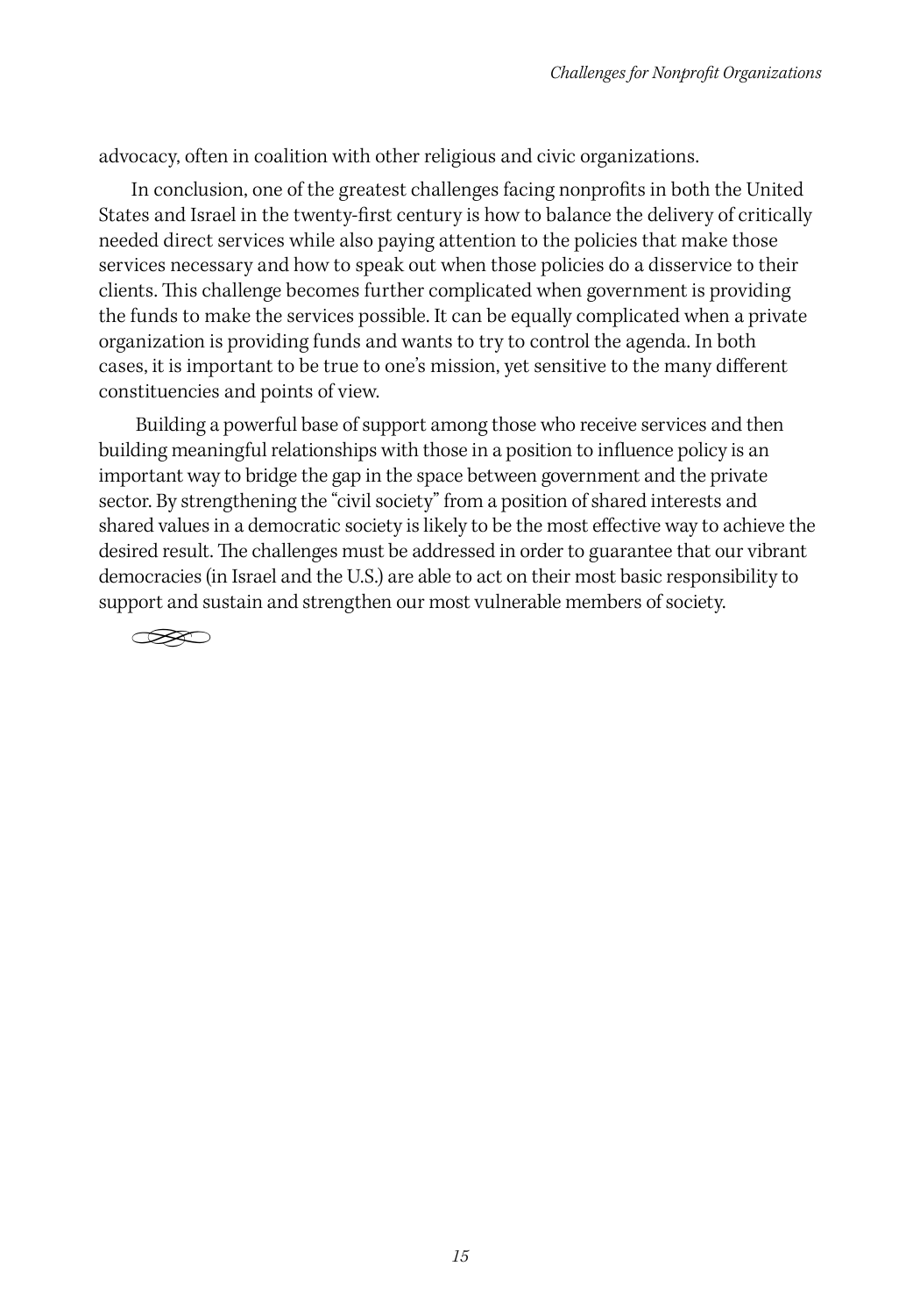advocacy, often in coalition with other religious and civic organizations.

In conclusion, one of the greatest challenges facing nonprofits in both the United States and Israel in the twenty-first century is how to balance the delivery of critically needed direct services while also paying attention to the policies that make those services necessary and how to speak out when those policies do a disservice to their clients. This challenge becomes further complicated when government is providing the funds to make the services possible. It can be equally complicated when a private organization is providing funds and wants to try to control the agenda. In both cases, it is important to be true to one's mission, yet sensitive to the many different constituencies and points of view.

Building a powerful base of support among those who receive services and then building meaningful relationships with those in a position to influence policy is an important way to bridge the gap in the space between government and the private sector. By strengthening the "civil society" from a position of shared interests and shared values in a democratic society is likely to be the most effective way to achieve the desired result. The challenges must be addressed in order to guarantee that our vibrant democracies (in Israel and the U.S.) are able to act on their most basic responsibility to support and sustain and strengthen our most vulnerable members of society.